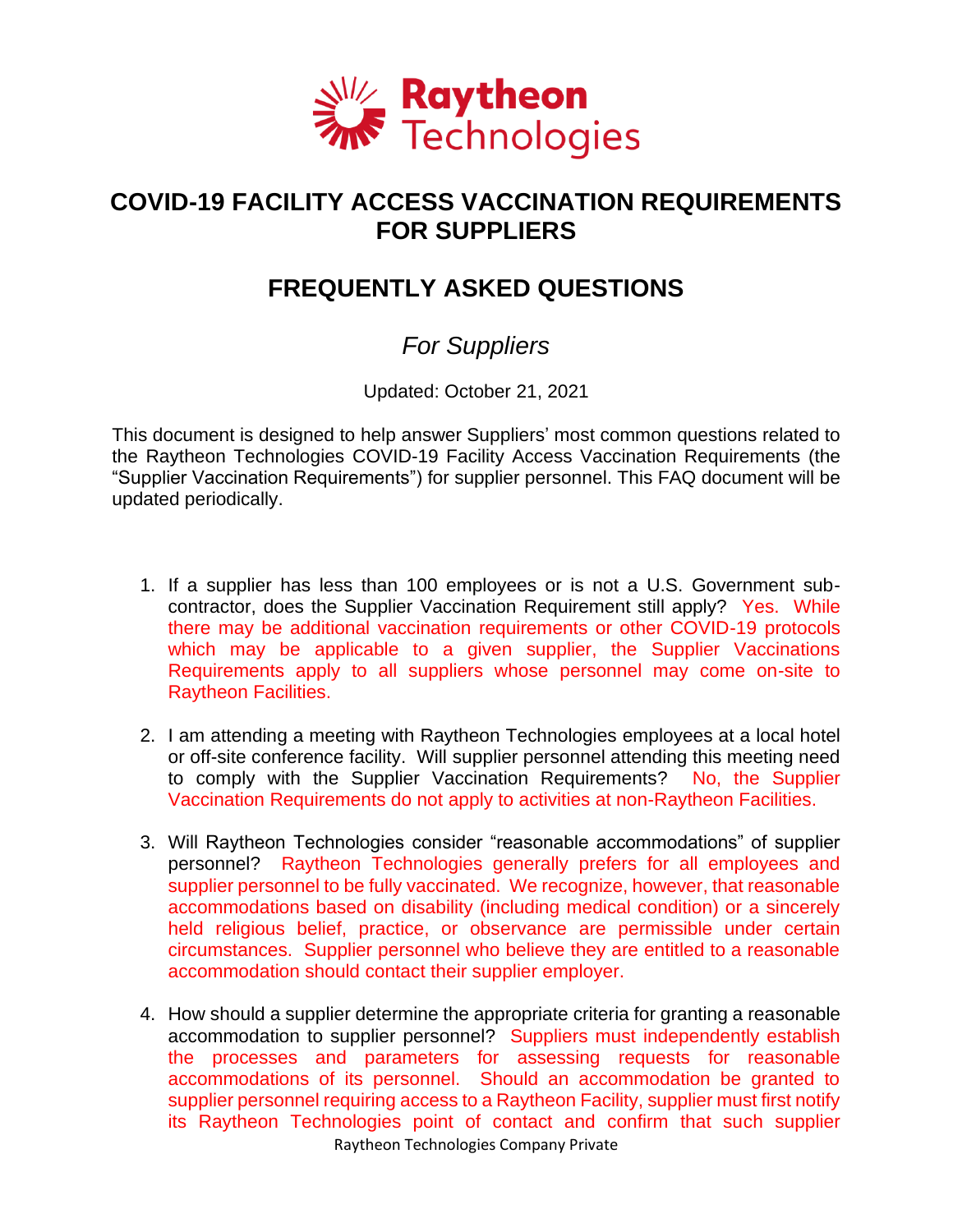# COVID-19 FACILITY ACCESS VACCINATION REQUIREMENTS FOR SUPPLIERS

## FREQUENTLY ASKED QUESTIONS

*For Suppliers*

Updated: October 21, 2021

This document is designed to help answer Suppliers' most common questions related to the Raytheon Technologies COVID-19 Facility Access Vaccination Requirements (the "Supplier Vaccination Requirements") for supplier personnel. This FAQ document will be updated periodically.

1. If a supplier has less than 100 employees or is not a U.S. Government sub-contractor, does the Supplier Vaccination Requirement still apply? Yes. While there may be additional vaccination requirements or other COVID-19 protocols which may be applicable to a given supplier, the Supplier Vaccinations Requirements apply to all suppliers whose personnel may come on-site to Raytheon Facilities.

2. I am attending a meeting with Raytheon Technologies employees at a local hotel or off-site conference facility. Will supplier personnel attending this meeting need to comply with the Supplier Vaccination Requirements? No, the Supplier Vaccination Requirements do not apply to activities at non-Raytheon Facilities.

3. Will Raytheon Technologies consider "reasonable accommodations" of supplier personnel? Raytheon Technologies generally prefers for all employees and supplier personnel to be fully vaccinated. We recognize, however, that reasonable accommodations based on disability (including medical condition) or a sincerely held religious belief, practice, or observance are permissible under certain circumstances. Supplier personnel who believe they are entitled to a reasonable accommodation should contact their supplier employer.

4. How should a supplier determine the appropriate criteria for granting a reasonable accommodation to supplier personnel? Suppliers must independently establish the processes and parameters for assessing requests for reasonable accommodations of its personnel. Should an accommodation be granted to supplier personnel requiring access to a Raytheon Facility, supplier must first notify its Raytheon Technologies point of contact and confirm that such supplier

Raytheon Technologies Company Private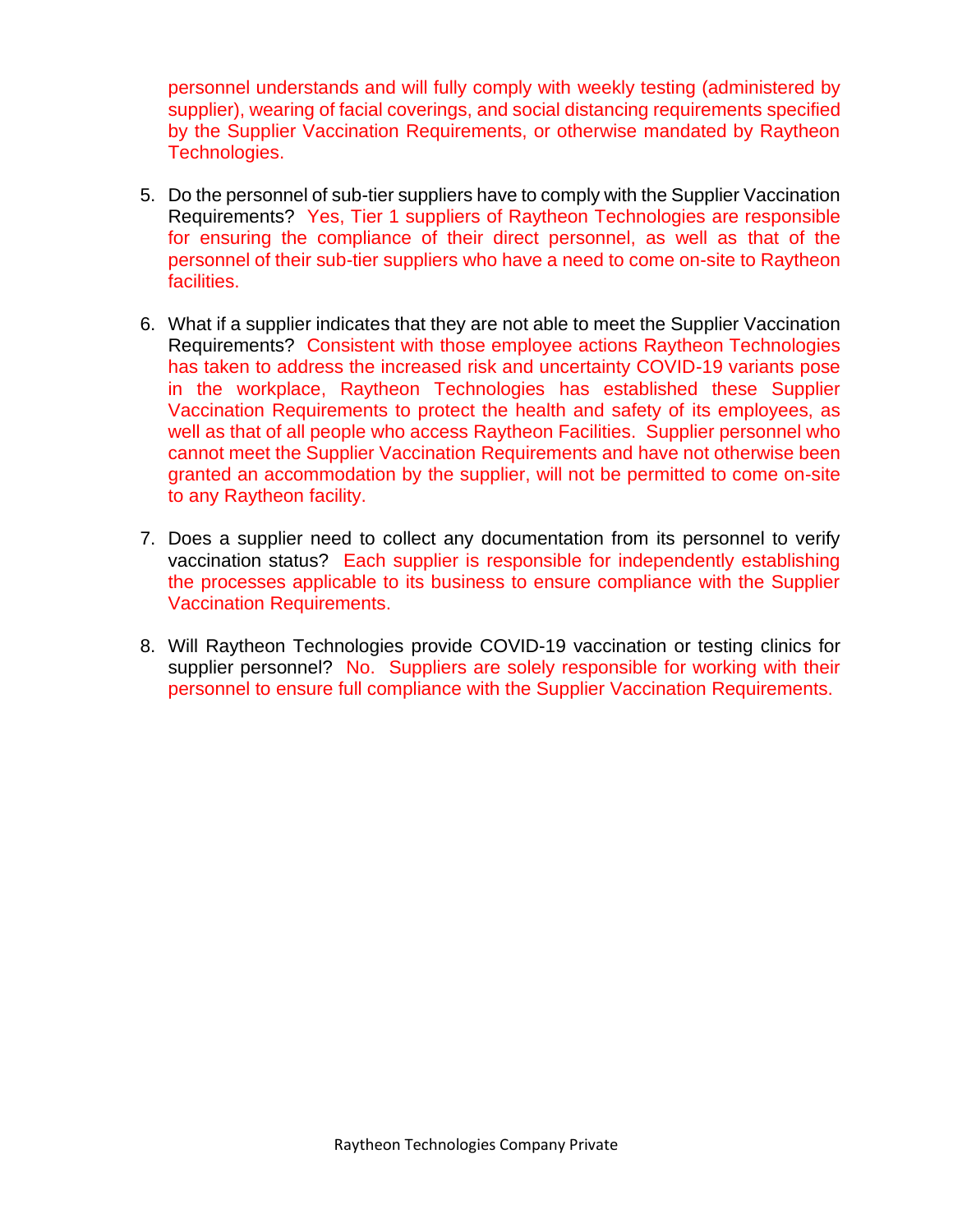personnel understands and will fully comply with weekly testing (administered by supplier), wearing of facial coverings, and social distancing requirements specified by the Supplier Vaccination Requirements, or otherwise mandated by Raytheon Technologies.

5. Do the personnel of sub-tier suppliers have to comply with the Supplier Vaccination Requirements? Yes, Tier 1 suppliers of Raytheon Technologies are responsible for ensuring the compliance of their direct personnel, as well as that of the personnel of their sub-tier suppliers who have a need to come on-site to Raytheon facilities.

6. What if a supplier indicates that they are not able to meet the Supplier Vaccination Requirements? Consistent with those employee actions Raytheon Technologies has taken to address the increased risk and uncertainty COVID-19 variants pose in the workplace, Raytheon Technologies has established these Supplier Vaccination Requirements to protect the health and safety of its employees, as well as that of all people who access Raytheon Facilities. Supplier personnel who cannot meet the Supplier Vaccination Requirements and have not otherwise been granted an accommodation by the supplier, will not be permitted to come on-site to any Raytheon facility.

7. Does a supplier need to collect any documentation from its personnel to verify vaccination status? Each supplier is responsible for independently establishing the processes applicable to its business to ensure compliance with the Supplier Vaccination Requirements.

8. Will Raytheon Technologies provide COVID-19 vaccination or testing clinics for supplier personnel? No. Suppliers are solely responsible for working with their personnel to ensure full compliance with the Supplier Vaccination Requirements.